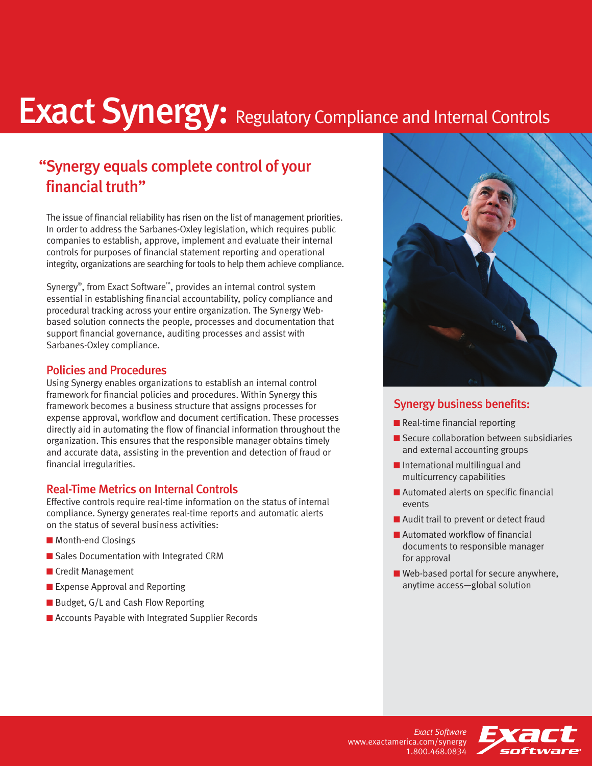# Exact Synergy: Regulatory Compliance and Internal Controls

## "Synergy equals complete control of your financial truth"

The issue of financial reliability has risen on the list of management priorities. In order to address the Sarbanes-Oxley legislation, which requires public companies to establish, approve, implement and evaluate their internal controls for purposes of financial statement reporting and operational integrity, organizations are searching for tools to help them achieve compliance.

Synergy®, from Exact Software™, provides an internal control system essential in establishing financial accountability, policy compliance and procedural tracking across your entire organization. The Synergy Web-based solution connects the people, processes and documentation that support financial governance, auditing processes and assist with Sarbanes-Oxley compliance.

### Policies and Procedures

Using Synergy enables organizations to establish an internal control framework for financial policies and procedures. Within Synergy this framework becomes a business structure that assigns processes for expense approval, workflow and document certification. These processes directly aid in automating the flow of financial information throughout the organization. This ensures that the responsible manager obtains timely and accurate data, assisting in the prevention and detection of fraud or financial irregularities.

### Real-Time Metrics on Internal Controls

Effective controls require real-time information on the status of internal compliance. Synergy generates real-time reports and automatic alerts on the status of several business activities:

- Month-end Closings
- Sales Documentation with Integrated CRM
- Credit Management
- Expense Approval and Reporting
- Budget, G/L and Cash Flow Reporting
- Accounts Payable with Integrated Supplier Records

### Synergy business benefits:

- Real-time financial reporting
- Secure collaboration between subsidiaries and external accounting groups
- International multilingual and multicurrency capabilities
- Automated alerts on specific financial events
- Audit trail to prevent or detect fraud
- Automated workflow of financial documents to responsible manager for approval
- Web-based portal for secure anywhere, anytime access—global solution

*Exact Software*
www.exactamerica.com/synergy
1.800.468.0834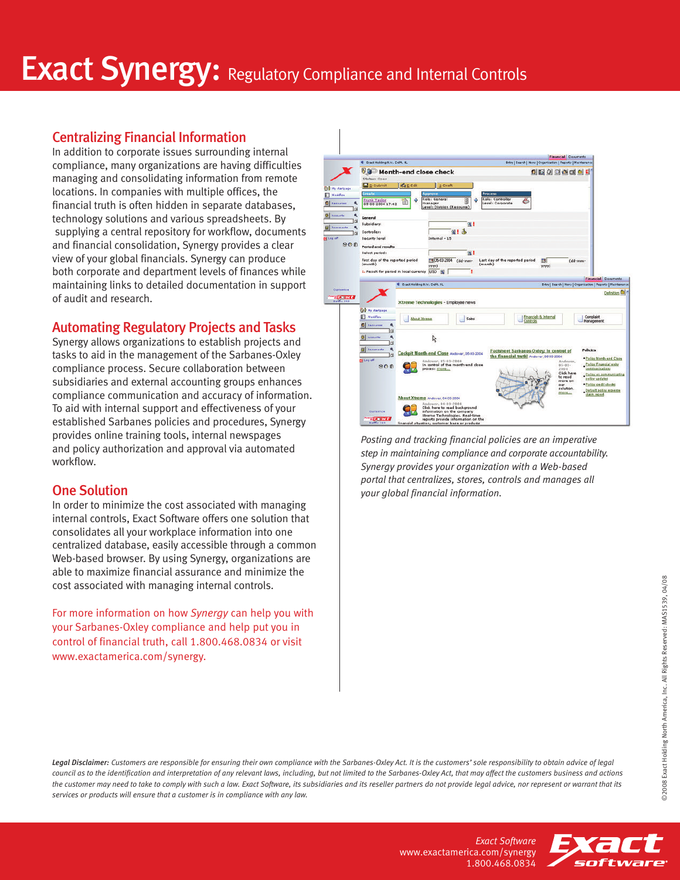# Exact Synergy: Regulatory Compliance and Internal Controls

## Centralizing Financial Information

In addition to corporate issues surrounding internal compliance, many organizations are having difficulties managing and consolidating information from remote locations. In companies with multiple offices, the financial truth is often hidden in separate databases, technology solutions and various spreadsheets. By supplying a central repository for workflow, documents and financial consolidation, Synergy provides a clear view of your global financials. Synergy can produce both corporate and department levels of finances while maintaining links to detailed documentation in support of audit and research.

## Automating Regulatory Projects and Tasks

Synergy allows organizations to establish projects and tasks to aid in the management of the Sarbanes-Oxley compliance process. Secure collaboration between subsidiaries and external accounting groups enhances compliance communication and accuracy of information. To aid with internal support and effectiveness of your established Sarbanes policies and procedures, Synergy provides online training tools, internal newspapers and policy authorization and approval via automated workflow.

## One Solution

In order to minimize the cost associated with managing internal controls, Exact Software offers one solution that consolidates all your workplace information into one centralized database, easily accessible through a common Web-based browser. By using Synergy, organizations are able to maximize financial assurance and minimize the cost associated with managing internal controls.

For more information on how *Synergy* can help you with your Sarbanes-Oxley compliance and help put you in control of financial truth, call 1.800.468.0834 or visit www.exactamerica.com/synergy.

*Posting and tracking financial policies are an imperative step in maintaining compliance and corporate accountability. Synergy provides your organization with a Web-based portal that centralizes, stores, controls and manages all your global financial information.*

***Legal Disclaimer:*** *Customers are responsible for ensuring their own compliance with the Sarbanes-Oxley Act. It is the customers' sole responsibility to obtain advice of legal council as to the identification and interpretation of any relevant laws, including, but not limited to the Sarbanes-Oxley Act, that may affect the customers business and actions the customer may need to take to comply with such a law. Exact Software, its subsidiaries and its reseller partners do not provide legal advice, nor represent or warrant that its services or products will ensure that a customer is in compliance with any law.*

©2008 Exact Holding North America, Inc. All Rights Reserved: MAS1539, 04/08

*Exact Software*
www.exactamerica.com/synergy
1.800.468.0834